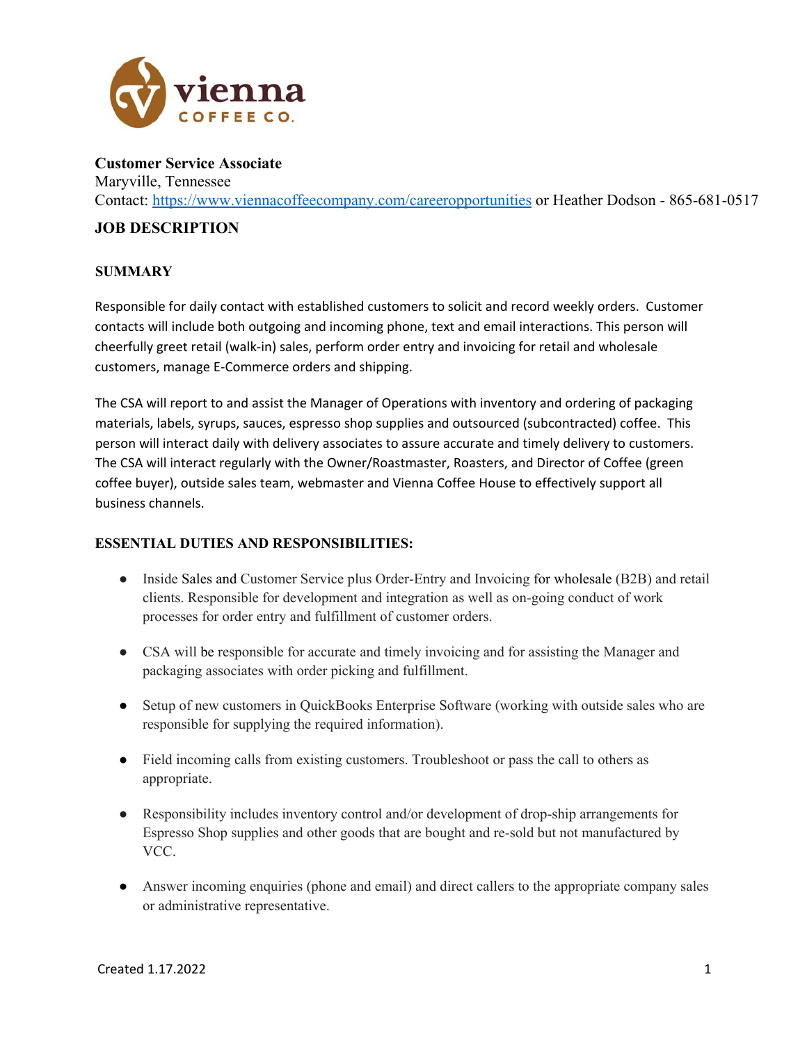**Customer Service Associate**
Maryville, Tennessee
Contact: [https://www.viennacoffeecompany.com/careeropportunities](https://www.viennacoffeecompany.com/careeropportunities) or Heather Dodson - 865-681-0517

## JOB DESCRIPTION

### SUMMARY

Responsible for daily contact with established customers to solicit and record weekly orders. Customer contacts will include both outgoing and incoming phone, text and email interactions. This person will cheerfully greet retail (walk-in) sales, perform order entry and invoicing for retail and wholesale customers, manage E-Commerce orders and shipping.

The CSA will report to and assist the Manager of Operations with inventory and ordering of packaging materials, labels, syrups, sauces, espresso shop supplies and outsourced (subcontracted) coffee. This person will interact daily with delivery associates to assure accurate and timely delivery to customers. The CSA will interact regularly with the Owner/Roastmaster, Roasters, and Director of Coffee (green coffee buyer), outside sales team, webmaster and Vienna Coffee House to effectively support all business channels.

### ESSENTIAL DUTIES AND RESPONSIBILITIES:

- Inside Sales and Customer Service plus Order-Entry and Invoicing for wholesale (B2B) and retail clients. Responsible for development and integration as well as on-going conduct of work processes for order entry and fulfillment of customer orders.
- CSA will be responsible for accurate and timely invoicing and for assisting the Manager and packaging associates with order picking and fulfillment.
- Setup of new customers in QuickBooks Enterprise Software (working with outside sales who are responsible for supplying the required information).
- Field incoming calls from existing customers. Troubleshoot or pass the call to others as appropriate.
- Responsibility includes inventory control and/or development of drop-ship arrangements for Espresso Shop supplies and other goods that are bought and re-sold but not manufactured by VCC.
- Answer incoming enquiries (phone and email) and direct callers to the appropriate company sales or administrative representative.

Created 1.17.2022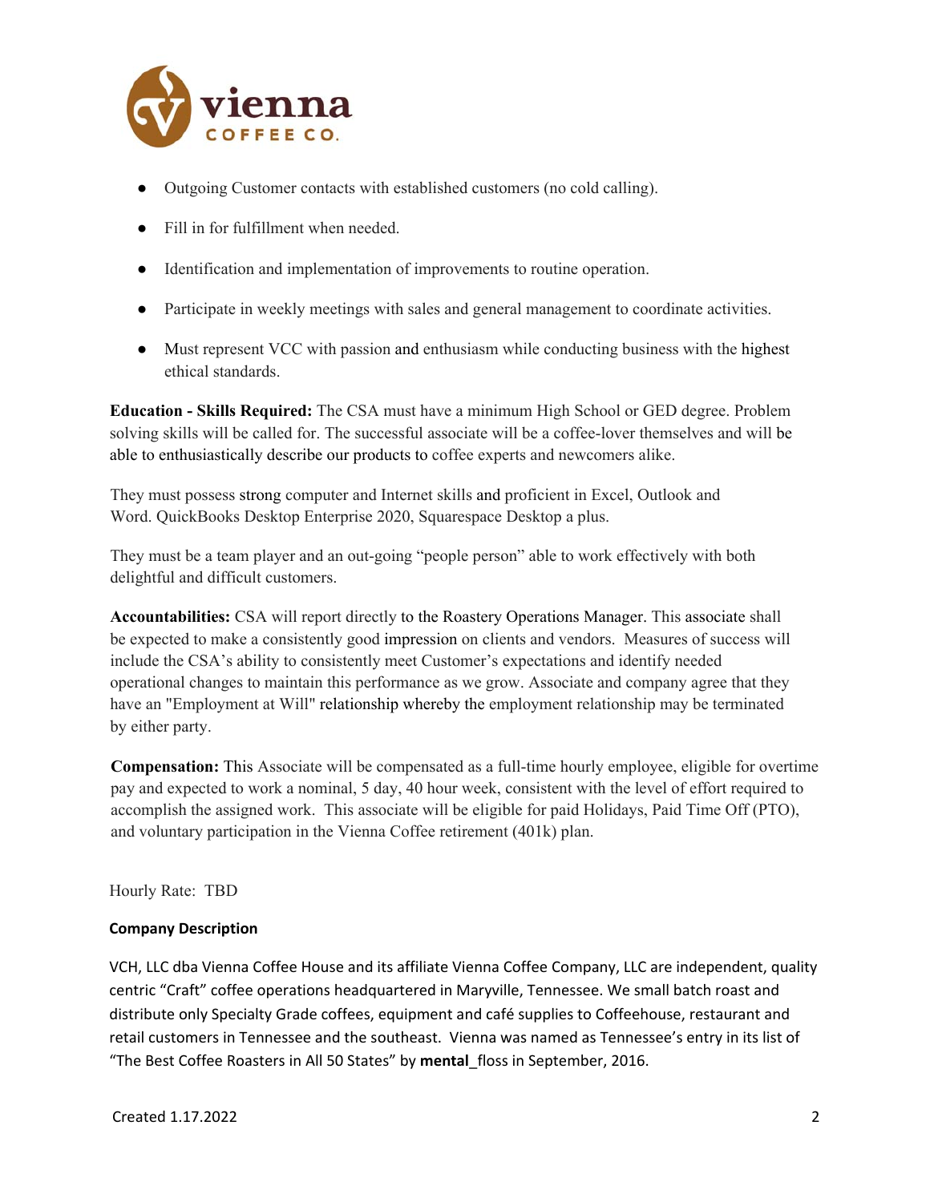- Outgoing Customer contacts with established customers (no cold calling).
- Fill in for fulfillment when needed.
- Identification and implementation of improvements to routine operation.
- Participate in weekly meetings with sales and general management to coordinate activities.
- Must represent VCC with passion and enthusiasm while conducting business with the highest ethical standards.

**Education - Skills Required:** The CSA must have a minimum High School or GED degree. Problem solving skills will be called for. The successful associate will be a coffee-lover themselves and will be able to enthusiastically describe our products to coffee experts and newcomers alike.

They must possess strong computer and Internet skills and proficient in Excel, Outlook and Word. QuickBooks Desktop Enterprise 2020, Squarespace Desktop a plus.

They must be a team player and an out-going "people person" able to work effectively with both delightful and difficult customers.

**Accountabilities:** CSA will report directly to the Roastery Operations Manager. This associate shall be expected to make a consistently good impression on clients and vendors. Measures of success will include the CSA's ability to consistently meet Customer's expectations and identify needed operational changes to maintain this performance as we grow. Associate and company agree that they have an "Employment at Will" relationship whereby the employment relationship may be terminated by either party.

**Compensation:** This Associate will be compensated as a full-time hourly employee, eligible for overtime pay and expected to work a nominal, 5 day, 40 hour week, consistent with the level of effort required to accomplish the assigned work. This associate will be eligible for paid Holidays, Paid Time Off (PTO), and voluntary participation in the Vienna Coffee retirement (401k) plan.

Hourly Rate: TBD

**Company Description**

VCH, LLC dba Vienna Coffee House and its affiliate Vienna Coffee Company, LLC are independent, quality centric "Craft" coffee operations headquartered in Maryville, Tennessee. We small batch roast and distribute only Specialty Grade coffees, equipment and café supplies to Coffeehouse, restaurant and retail customers in Tennessee and the southeast. Vienna was named as Tennessee's entry in its list of "The Best Coffee Roasters in All 50 States" by **mental**_floss in September, 2016.

Created 1.17.2022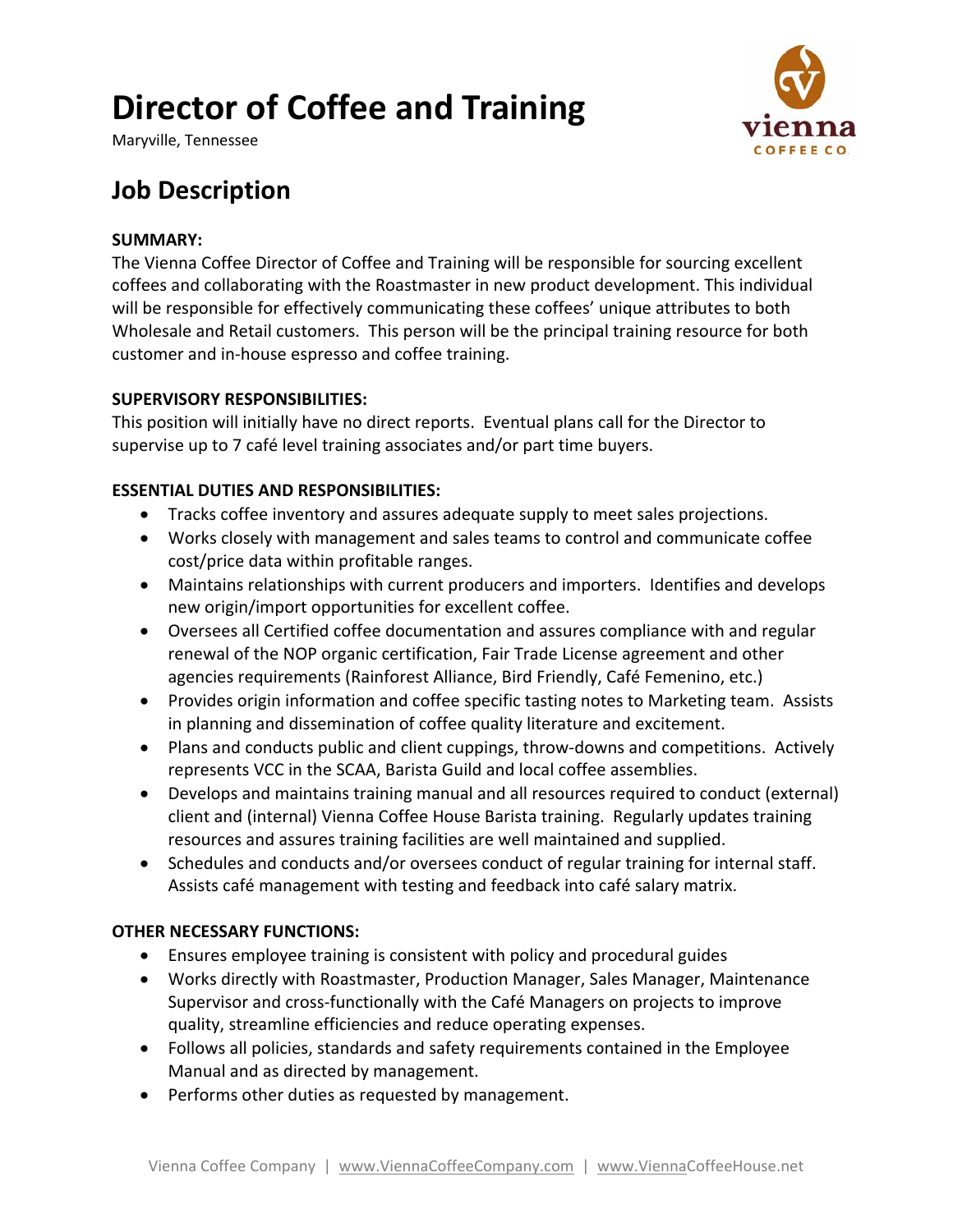# Director of Coffee and Training

Maryville, Tennessee

## Job Description

**SUMMARY:**

The Vienna Coffee Director of Coffee and Training will be responsible for sourcing excellent coffees and collaborating with the Roastmaster in new product development. This individual will be responsible for effectively communicating these coffees' unique attributes to both Wholesale and Retail customers. This person will be the principal training resource for both customer and in-house espresso and coffee training.

**SUPERVISORY RESPONSIBILITIES:**

This position will initially have no direct reports. Eventual plans call for the Director to supervise up to 7 café level training associates and/or part time buyers.

**ESSENTIAL DUTIES AND RESPONSIBILITIES:**

- Tracks coffee inventory and assures adequate supply to meet sales projections.
- Works closely with management and sales teams to control and communicate coffee cost/price data within profitable ranges.
- Maintains relationships with current producers and importers. Identifies and develops new origin/import opportunities for excellent coffee.
- Oversees all Certified coffee documentation and assures compliance with and regular renewal of the NOP organic certification, Fair Trade License agreement and other agencies requirements (Rainforest Alliance, Bird Friendly, Café Femenino, etc.)
- Provides origin information and coffee specific tasting notes to Marketing team. Assists in planning and dissemination of coffee quality literature and excitement.
- Plans and conducts public and client cuppings, throw-downs and competitions. Actively represents VCC in the SCAA, Barista Guild and local coffee assemblies.
- Develops and maintains training manual and all resources required to conduct (external) client and (internal) Vienna Coffee House Barista training. Regularly updates training resources and assures training facilities are well maintained and supplied.
- Schedules and conducts and/or oversees conduct of regular training for internal staff. Assists café management with testing and feedback into café salary matrix.

**OTHER NECESSARY FUNCTIONS:**

- Ensures employee training is consistent with policy and procedural guides
- Works directly with Roastmaster, Production Manager, Sales Manager, Maintenance Supervisor and cross-functionally with the Café Managers on projects to improve quality, streamline efficiencies and reduce operating expenses.
- Follows all policies, standards and safety requirements contained in the Employee Manual and as directed by management.
- Performs other duties as requested by management.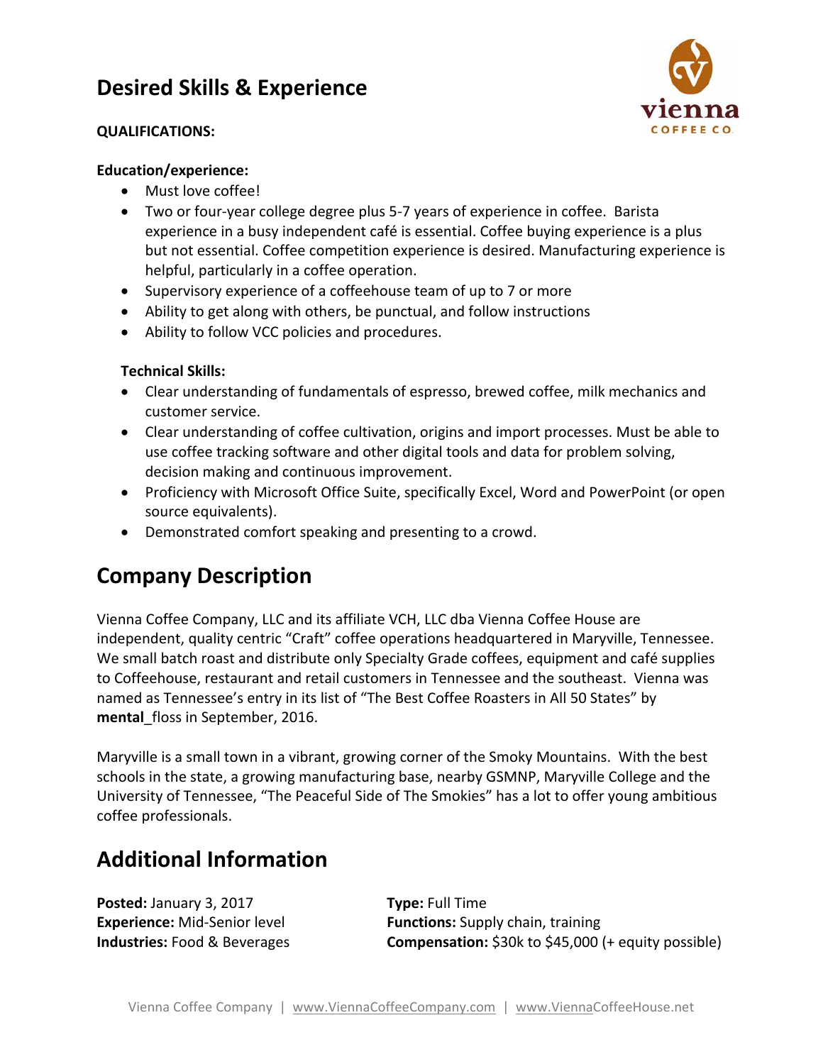# Desired Skills & Experience

**QUALIFICATIONS:**

**Education/experience:**

- Must love coffee!
- Two or four-year college degree plus 5-7 years of experience in coffee. Barista experience in a busy independent café is essential. Coffee buying experience is a plus but not essential. Coffee competition experience is desired. Manufacturing experience is helpful, particularly in a coffee operation.
- Supervisory experience of a coffeehouse team of up to 7 or more
- Ability to get along with others, be punctual, and follow instructions
- Ability to follow VCC policies and procedures.

**Technical Skills:**

- Clear understanding of fundamentals of espresso, brewed coffee, milk mechanics and customer service.
- Clear understanding of coffee cultivation, origins and import processes. Must be able to use coffee tracking software and other digital tools and data for problem solving, decision making and continuous improvement.
- Proficiency with Microsoft Office Suite, specifically Excel, Word and PowerPoint (or open source equivalents).
- Demonstrated comfort speaking and presenting to a crowd.

# Company Description

Vienna Coffee Company, LLC and its affiliate VCH, LLC dba Vienna Coffee House are independent, quality centric "Craft" coffee operations headquartered in Maryville, Tennessee. We small batch roast and distribute only Specialty Grade coffees, equipment and café supplies to Coffeehouse, restaurant and retail customers in Tennessee and the southeast. Vienna was named as Tennessee's entry in its list of "The Best Coffee Roasters in All 50 States" by **mental**_floss in September, 2016.

Maryville is a small town in a vibrant, growing corner of the Smoky Mountains. With the best schools in the state, a growing manufacturing base, nearby GSMNP, Maryville College and the University of Tennessee, "The Peaceful Side of The Smokies" has a lot to offer young ambitious coffee professionals.

# Additional Information

**Posted:** January 3, 2017
**Experience:** Mid-Senior level
**Industries:** Food & Beverages

**Type:** Full Time
**Functions:** Supply chain, training
**Compensation:** $30k to $45,000 (+ equity possible)